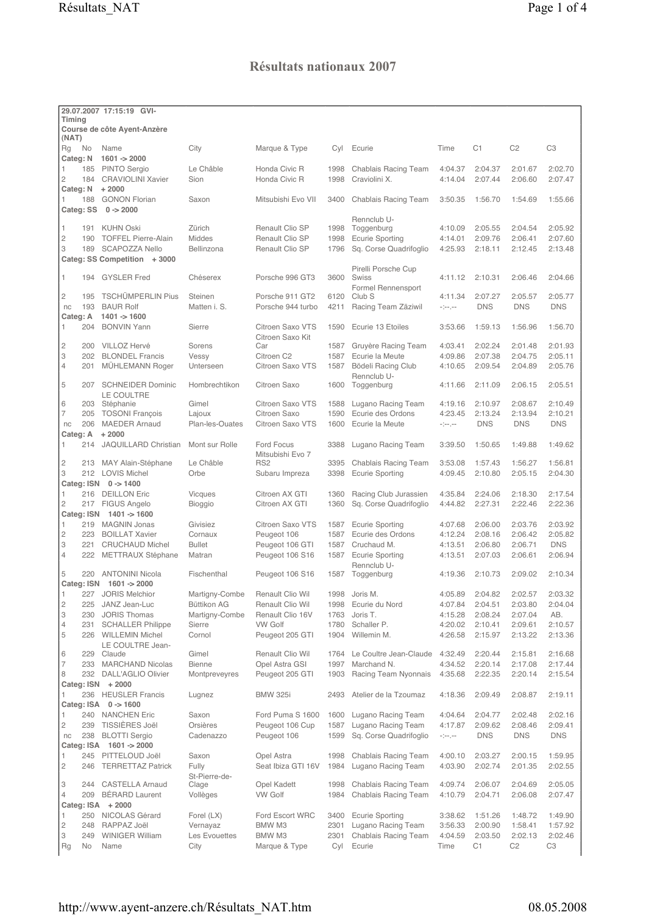# Résultats nationaux 2007

| Rg | No | Name | City | Marque & Type | Cyl | Ecurie | Time | C1 | C2 | C3 |
|---|---|---|---|---|---|---|---|---|---|---|
| **29.07.2007 17:15:19 GVI-Timing** | | | | | | | | | | |
| **Course de côte Ayent-Anzère (NAT)** | | | | | | | | | | |
| **Categ: N** | | **1601 -> 2000** | | | | | | | | |
| 1 | 185 | PINTO Sergio | Le Châble | Honda Civic R | 1998 | Chablais Racing Team | 4:04.37 | 2:04.37 | 2:01.67 | 2:02.70 |
| 2 | 184 | CRAVIOLINI Xavier | Sion | Honda Civic R | 1998 | Craviolini X. | 4:14.04 | 2:07.44 | 2:06.60 | 2:07.47 |
| **Categ: N** | | **+ 2000** | | | | | | | | |
| 1 | 188 | GONON Florian | Saxon | Mitsubishi Evo VII | 3400 | Chablais Racing Team | 3:50.35 | 1:56.70 | 1:54.69 | 1:55.66 |
| **Categ: SS** | | **0 -> 2000** | | | | | | | | |
| 1 | 191 | KUHN Oski | Zürich | Renault Clio SP | 1998 | Rennclub U-Toggenburg | 4:10.09 | 2:05.55 | 2:04.54 | 2:05.92 |
| 2 | 190 | TOFFEL Pierre-Alain | Middes | Renault Clio SP | 1998 | Ecurie Sporting | 4:14.01 | 2:09.76 | 2:06.41 | 2:07.60 |
| 3 | 189 | SCAPOZZA Nello | Bellinzona | Renault Clio SP | 1796 | Sq. Corse Quadrifoglio | 4:25.93 | 2:18.11 | 2:12.45 | 2:13.48 |
| **Categ: SS Competition + 3000** | | | | | | | | | | |
| 1 | 194 | GYSLER Fred | Chéserex | Porsche 996 GT3 | 3600 | Pirelli Porsche Cup Swiss | 4:11.12 | 2:10.31 | 2:06.46 | 2:04.66 |
| 2 | 195 | TSCHÜMPERLIN Pius | Steinen | Porsche 911 GT2 | 6120 | Formel Rennensport Club S | 4:11.34 | 2:07.27 | 2:05.57 | 2:05.77 |
| nc | 193 | BAUR Rolf | Matten i. S. | Porsche 944 turbo | 4211 | Racing Team Zäziwil | -:--.-- | DNS | DNS | DNS |
| **Categ: A** | | **1401 -> 1600** | | | | | | | | |
| 1 | 204 | BONVIN Yann | Sierre | Citroen Saxo VTS | 1590 | Ecurie 13 Etoiles | 3:53.66 | 1:59.13 | 1:56.96 | 1:56.70 |
| 2 | 200 | VILLOZ Hervé | Sorens | Citroen Saxo Kit Car | 1587 | Gruyère Racing Team | 4:03.41 | 2:02.24 | 2:01.48 | 2:01.93 |
| 3 | 202 | BLONDEL Francis | Vessy | Citroen C2 | 1587 | Ecurie la Meute | 4:09.86 | 2:07.38 | 2:04.75 | 2:05.11 |
| 4 | 201 | MÜHLEMANN Roger | Unterseen | Citroen Saxo VTS | 1587 | Bödeli Racing Club | 4:10.65 | 2:09.54 | 2:04.89 | 2:05.76 |
| 5 | 207 | SCHNEIDER Dominic | Hombrechtikon | Citroen Saxo | 1600 | Rennclub U-Toggenburg | 4:11.66 | 2:11.09 | 2:06.15 | 2:05.51 |
| 6 | 203 | LE COULTRE Stéphanie | Gimel | Citroen Saxo VTS | 1588 | Lugano Racing Team | 4:19.16 | 2:10.97 | 2:08.67 | 2:10.49 |
| 7 | 205 | TOSONI François | Lajoux | Citroen Saxo | 1590 | Ecurie des Ordons | 4:23.45 | 2:13.24 | 2:13.94 | 2:10.21 |
| nc | 206 | MAEDER Arnaud | Plan-les-Ouates | Citroen Saxo VTS | 1600 | Ecurie la Meute | -:--.-- | DNS | DNS | DNS |
| **Categ: A** | | **+ 2000** | | | | | | | | |
| 1 | 214 | JAQUILLARD Christian | Mont sur Rolle | Ford Focus | 3388 | Lugano Racing Team | 3:39.50 | 1:50.65 | 1:49.88 | 1:49.62 |
| 2 | 213 | MAY Alain-Stéphane | Le Châble | Mitsubishi Evo 7 RS2 | 3395 | Chablais Racing Team | 3:53.08 | 1:57.43 | 1:56.27 | 1:56.81 |
| 3 | 212 | LOVIS Michel | Orbe | Subaru Impreza | 3398 | Ecurie Sporting | 4:09.45 | 2:10.80 | 2:05.15 | 2:04.30 |
| **Categ: ISN** | | **0 -> 1400** | | | | | | | | |
| 1 | 216 | DEILLON Eric | Vicques | Citroen AX GTI | 1360 | Racing Club Jurassien | 4:35.84 | 2:24.06 | 2:18.30 | 2:17.54 |
| 2 | 217 | FIGUS Angelo | Bioggio | Citroen AX GTI | 1360 | Sq. Corse Quadrifoglio | 4:44.82 | 2:27.31 | 2:22.46 | 2:22.36 |
| **Categ: ISN** | | **1401 -> 1600** | | | | | | | | |
| 1 | 219 | MAGNIN Jonas | Givisiez | Citroen Saxo VTS | 1587 | Ecurie Sporting | 4:07.68 | 2:06.00 | 2:03.76 | 2:03.92 |
| 2 | 223 | BOILLAT Xavier | Cornaux | Peugeot 106 | 1587 | Ecurie des Ordons | 4:12.24 | 2:08.16 | 2:06.42 | 2:05.82 |
| 3 | 221 | CRUCHAUD Michel | Bullet | Peugeot 106 GTI | 1587 | Cruchaud M. | 4:13.51 | 2:06.80 | 2:06.71 | DNS |
| 4 | 222 | METTRAUX Stéphane | Matran | Peugeot 106 S16 | 1587 | Ecurie Sporting | 4:13.51 | 2:07.03 | 2:06.61 | 2:06.94 |
| 5 | 220 | ANTONINI Nicola | Fischenthal | Peugeot 106 S16 | 1587 | Rennclub U-Toggenburg | 4:19.36 | 2:10.73 | 2:09.02 | 2:10.34 |
| **Categ: ISN** | | **1601 -> 2000** | | | | | | | | |
| 1 | 227 | JORIS Melchior | Martigny-Combe | Renault Clio Wil | 1998 | Joris M. | 4:05.89 | 2:04.82 | 2:02.57 | 2:03.32 |
| 2 | 225 | JANZ Jean-Luc | Büttikon AG | Renault Clio Wil | 1998 | Ecurie du Nord | 4:07.84 | 2:04.51 | 2:03.80 | 2:04.04 |
| 3 | 230 | JORIS Thomas | Martigny-Combe | Renault Clio 16V | 1763 | Joris T. | 4:15.28 | 2:08.24 | 2:07.04 | AB. |
| 4 | 231 | SCHALLER Philippe | Sierre | VW Golf | 1780 | Schaller P. | 4:20.02 | 2:10.41 | 2:09.61 | 2:10.57 |
| 5 | 226 | WILLEMIN Michel | Cornol | Peugeot 205 GTI | 1904 | Willemin M. | 4:26.58 | 2:15.97 | 2:13.22 | 2:13.36 |
| 6 | 229 | LE COULTRE Jean-Claude | Gimel | Renault Clio Wil | 1764 | Le Coultre Jean-Claude | 4:32.49 | 2:20.44 | 2:15.81 | 2:16.68 |
| 7 | 233 | MARCHAND Nicolas | Bienne | Opel Astra GSI | 1997 | Marchand N. | 4:34.52 | 2:20.14 | 2:17.08 | 2:17.44 |
| 8 | 232 | DALL'AGLIO Olivier | Montpreveyres | Peugeot 205 GTI | 1903 | Racing Team Nyonnais | 4:35.68 | 2:22.35 | 2:20.14 | 2:15.54 |
| **Categ: ISN** | | **+ 2000** | | | | | | | | |
| 1 | 236 | HEUSLER Francis | Lugnez | BMW 325i | 2493 | Atelier de la Tzoumaz | 4:18.36 | 2:09.49 | 2:08.87 | 2:19.11 |
| **Categ: ISA** | | **0 -> 1600** | | | | | | | | |
| 1 | 240 | NANCHEN Eric | Saxon | Ford Puma S 1600 | 1600 | Lugano Racing Team | 4:04.64 | 2:04.77 | 2:02.48 | 2:02.16 |
| 2 | 239 | TISSIÈRES Joël | Orsières | Peugeot 106 Cup | 1587 | Lugano Racing Team | 4:17.87 | 2:09.62 | 2:08.46 | 2:09.41 |
| nc | 238 | BLOTTI Sergio | Cadenazzo | Peugeot 106 | 1599 | Sq. Corse Quadrifoglio | -:--.-- | DNS | DNS | DNS |
| **Categ: ISA** | | **1601 -> 2000** | | | | | | | | |
| 1 | 245 | PITTELOUD Joël | Saxon | Opel Astra | 1998 | Chablais Racing Team | 4:00.10 | 2:03.27 | 2:00.15 | 1:59.95 |
| 2 | 246 | TERRETTAZ Patrick | Fully | Seat Ibiza GTI 16V | 1984 | Lugano Racing Team | 4:03.90 | 2:02.74 | 2:01.35 | 2:02.55 |
| 3 | 244 | CASTELLA Arnaud | St-Pierre-de-Clage | Opel Kadett | 1998 | Chablais Racing Team | 4:09.74 | 2:06.07 | 2:04.69 | 2:05.05 |
| 4 | 209 | BÉRARD Laurent | Vollèges | VW Golf | 1984 | Chablais Racing Team | 4:10.79 | 2:04.71 | 2:06.08 | 2:07.47 |
| **Categ: ISA** | | **+ 2000** | | | | | | | | |
| 1 | 250 | NICOLAS Gérard | Forel (LX) | Ford Escort WRC | 3400 | Ecurie Sporting | 3:38.62 | 1:51.26 | 1:48.72 | 1:49.90 |
| 2 | 248 | RAPPAZ Joël | Vernayaz | BMW M3 | 2301 | Lugano Racing Team | 3:56.33 | 2:00.90 | 1:58.41 | 1:57.92 |
| 3 | 249 | WINIGER William | Les Evouettes | BMW M3 | 2301 | Chablais Racing Team | 4:04.59 | 2:03.50 | 2:02.13 | 2:02.46 |
| Rg | No | Name | City | Marque & Type | Cyl | Ecurie | Time | C1 | C2 | C3 |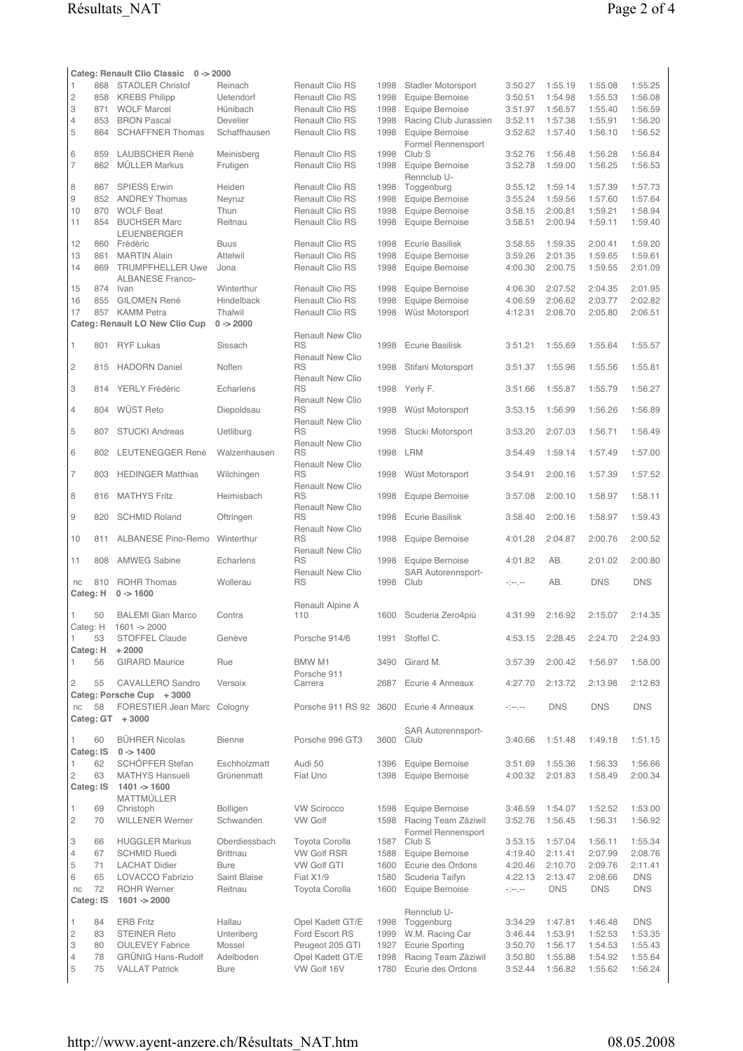| | | Categ: Renault Clio Classic 0 -> 2000 | | | | | | | | |
|---|---|---|---|---|---|---|---|---|---|---|
| 1 | 868 | STADLER Christof | Reinach | Renault Clio RS | 1998 | Stadler Motorsport | 3:50.27 | 1:55.19 | 1:55.08 | 1:55.25 |
| 2 | 858 | KREBS Philipp | Uetendorf | Renault Clio RS | 1998 | Equipe Bernoise | 3:50.51 | 1:54.98 | 1:55.53 | 1:56.08 |
| 3 | 871 | WOLF Marcel | Hünibach | Renault Clio RS | 1998 | Equipe Bernoise | 3:51.97 | 1:56.57 | 1:55.40 | 1:56.59 |
| 4 | 853 | BRON Pascal | Develier | Renault Clio RS | 1998 | Racing Club Jurassien | 3:52.11 | 1:57.38 | 1:55.91 | 1:56.20 |
| 5 | 864 | SCHAFFNER Thomas | Schaffhausen | Renault Clio RS | 1998 | Equipe Bernoise | 3:52.62 | 1:57.40 | 1:56.10 | 1:56.52 |
| 6 | 859 | LAUBSCHER René | Meinisberg | Renault Clio RS | 1998 | Formel Rennensport Club S | 3:52.76 | 1:56.48 | 1:56.28 | 1:56.84 |
| 7 | 862 | MÜLLER Markus | Frutigen | Renault Clio RS | 1998 | Equipe Bernoise | 3:52.78 | 1:59.00 | 1:56.25 | 1:56.53 |
| 8 | 867 | SPIESS Erwin | Heiden | Renault Clio RS | 1998 | Rennclub U-Toggenburg | 3:55.12 | 1:59.14 | 1:57.39 | 1:57.73 |
| 9 | 852 | ANDREY Thomas | Neyruz | Renault Clio RS | 1998 | Equipe Bernoise | 3:55.24 | 1:59.56 | 1:57.60 | 1:57.64 |
| 10 | 870 | WOLF Beat | Thun | Renault Clio RS | 1998 | Equipe Bernoise | 3:58.15 | 2:00.81 | 1:59.21 | 1:58.94 |
| 11 | 854 | BUCHSER Marc | Reitnau | Renault Clio RS | 1998 | Equipe Bernoise | 3:58.51 | 2:00.94 | 1:59.11 | 1:59.40 |
| 12 | 860 | LEUENBERGER Frédéric | Buus | Renault Clio RS | 1998 | Ecurie Basilisk | 3:58.55 | 1:59.35 | 2:00.41 | 1:59.20 |
| 13 | 861 | MARTIN Alain | Attelwil | Renault Clio RS | 1998 | Equipe Bernoise | 3:59.26 | 2:01.35 | 1:59.65 | 1:59.61 |
| 14 | 869 | TRUMPFHELLER Uwe | Jona | Renault Clio RS | 1998 | Equipe Bernoise | 4:00.30 | 2:00.75 | 1:59.55 | 2:01.09 |
| 15 | 874 | ALBANESE Franco-Ivan | Winterthur | Renault Clio RS | 1998 | Equipe Bernoise | 4:06.30 | 2:07.52 | 2:04.35 | 2:01.95 |
| 16 | 855 | GILOMEN René | Hindelback | Renault Clio RS | 1998 | Equipe Bernoise | 4:06.59 | 2:06.62 | 2:03.77 | 2:02.82 |
| 17 | 857 | KAMM Petra | Thalwil | Renault Clio RS | 1998 | Wüst Motorsport | 4:12.31 | 2:08.70 | 2:05.80 | 2:06.51 |
| | | **Categ: Renault LO New Clio Cup 0 -> 2000** | | | | | | | | |
| 1 | 801 | RYF Lukas | Sissach | Renault New Clio RS | 1998 | Ecurie Basilisk | 3:51.21 | 1:55.69 | 1:55.64 | 1:55.57 |
| 2 | 815 | HADORN Daniel | Noflen | Renault New Clio RS | 1998 | Stifani Motorsport | 3:51.37 | 1:55.96 | 1:55.56 | 1:55.81 |
| 3 | 814 | YERLY Frédéric | Echarlens | Renault New Clio RS | 1998 | Yerly F. | 3:51.66 | 1:55.87 | 1:55.79 | 1:56.27 |
| 4 | 804 | WÜST Reto | Diepoldsau | Renault New Clio RS | 1998 | Wüst Motorsport | 3:53.15 | 1:56.99 | 1:56.26 | 1:56.89 |
| 5 | 807 | STUCKI Andreas | Uetliburg | Renault New Clio RS | 1998 | Stucki Motorsport | 3:53.20 | 2:07.03 | 1:56.71 | 1:56.49 |
| 6 | 802 | LEUTENEGGER René | Walzenhausen | Renault New Clio RS | 1998 | LRM | 3:54.49 | 1:59.14 | 1:57.49 | 1:57.00 |
| 7 | 803 | HEDINGER Matthias | Wilchingen | Renault New Clio RS | 1998 | Wüst Motorsport | 3:54.91 | 2:00.16 | 1:57.39 | 1:57.52 |
| 8 | 816 | MATHYS Fritz | Heimisbach | Renault New Clio RS | 1998 | Equipe Bernoise | 3:57.08 | 2:00.10 | 1:58.97 | 1:58.11 |
| 9 | 820 | SCHMID Roland | Oftringen | Renault New Clio RS | 1998 | Ecurie Basilisk | 3:58.40 | 2:00.16 | 1:58.97 | 1:59.43 |
| 10 | 811 | ALBANESE Pino-Remo | Winterthur | Renault New Clio RS | 1998 | Equipe Bernoise | 4:01.28 | 2:04.87 | 2:00.76 | 2:00.52 |
| 11 | 808 | AMWEG Sabine | Echarlens | Renault New Clio RS | 1998 | Equipe Bernoise | 4:01.82 | AB. | 2:01.02 | 2:00.80 |
| nc | 810 | ROHR Thomas | Wollerau | Renault New Clio RS | 1998 | SAR Autorennsport-Club | -:--.-- | AB. | DNS | DNS |
| | | **Categ: H 0 -> 1600** | | | | | | | | |
| 1 | 50 | BALEMI Gian Marco | Contra | Renault Alpine A 110 | 1600 | Scuderia Zero4più | 4:31.99 | 2:16.92 | 2:15.07 | 2:14.35 |
| | | **Categ: H 1601 -> 2000** | | | | | | | | |
| 1 | 53 | STOFFEL Claude | Genève | Porsche 914/6 | 1991 | Stoffel C. | 4:53.15 | 2:28.45 | 2:24.70 | 2:24.93 |
| | | **Categ: H + 2000** | | | | | | | | |
| 1 | 56 | GIRARD Maurice | Rue | BMW M1 | 3490 | Girard M. | 3:57.39 | 2:00.42 | 1:56.97 | 1:58.00 |
| 2 | 55 | CAVALLERO Sandro | Versoix | Porsche 911 Carrera | 2687 | Ecurie 4 Anneaux | 4:27.70 | 2:13.72 | 2:13.98 | 2:12.63 |
| | | **Categ: Porsche Cup + 3000** | | | | | | | | |
| nc | 58 | FORESTIER Jean Marc | Cologny | Porsche 911 RS 92 | 3600 | Ecurie 4 Anneaux | -:--.-- | DNS | DNS | DNS |
| | | **Categ: GT + 3000** | | | | | | | | |
| 1 | 60 | BÜHRER Nicolas | Bienne | Porsche 996 GT3 | 3600 | SAR Autorennsport-Club | 3:40.66 | 1:51.48 | 1:49.18 | 1:51.15 |
| | | **Categ: IS 0 -> 1400** | | | | | | | | |
| 1 | 62 | SCHÖPFER Stefan | Eschholzmatt | Audi 50 | 1396 | Equipe Bernoise | 3:51.69 | 1:55.36 | 1:56.33 | 1:56.66 |
| 2 | 63 | MATHYS Hansueli | Grünenmatt | Fiat Uno | 1398 | Equipe Bernoise | 4:00.32 | 2:01.83 | 1:58.49 | 2:00.34 |
| | | **Categ: IS 1401 -> 1600** | | | | | | | | |
| 1 | 69 | MATTMÜLLER Christoph | Bolligen | VW Scirocco | 1598 | Equipe Bernoise | 3:46.59 | 1:54.07 | 1:52.52 | 1:53.00 |
| 2 | 70 | WILLENER Werner | Schwanden | VW Golf | 1598 | Racing Team Zäziwil | 3:52.76 | 1:56.45 | 1:56.31 | 1:56.92 |
| 3 | 66 | HUGGLER Markus | Oberdiessbach | Toyota Corolla | 1587 | Formel Rennensport Club S | 3:53.15 | 1:57.04 | 1:56.11 | 1:55.34 |
| 4 | 67 | SCHMID Ruedi | Brittnau | VW Golf RSR | 1588 | Equipe Bernoise | 4:19.40 | 2:11.41 | 2:07.99 | 2:08.76 |
| 5 | 71 | LACHAT Didier | Bure | VW Golf GTI | 1600 | Ecurie des Ordons | 4:20.46 | 2:10.70 | 2:09.76 | 2:11.41 |
| 6 | 65 | LOVACCO Fabrizio | Saint Blaise | Fiat X1/9 | 1580 | Scuderia Taifyn | 4:22.13 | 2:13.47 | 2:08.66 | DNS |
| nc | 72 | ROHR Werner | Reitnau | Toyota Corolla | 1600 | Equipe Bernoise | -:--.-- | DNS | DNS | DNS |
| | | **Categ: IS 1601 -> 2000** | | | | | | | | |
| 1 | 84 | ERB Fritz | Hallau | Opel Kadett GT/E | 1998 | Rennclub U-Toggenburg | 3:34.29 | 1:47.81 | 1:46.48 | DNS |
| 2 | 83 | STEINER Reto | Unteriberg | Ford Escort RS | 1999 | W.M. Racing Car | 3:46.44 | 1:53.91 | 1:52.53 | 1:53.35 |
| 3 | 80 | OULEVEY Fabrice | Mossel | Peugeot 205 GTI | 1927 | Ecurie Sporting | 3:50.70 | 1:56.17 | 1:54.53 | 1:55.43 |
| 4 | 78 | GRÜNIG Hans-Rudolf | Adelboden | Opel Kadett GT/E | 1998 | Racing Team Zäziwil | 3:50.80 | 1:55.88 | 1:54.92 | 1:55.64 |
| 5 | 75 | VALLAT Patrick | Bure | VW Golf 16V | 1780 | Ecurie des Ordons | 3:52.44 | 1:56.82 | 1:55.62 | 1:56.24 |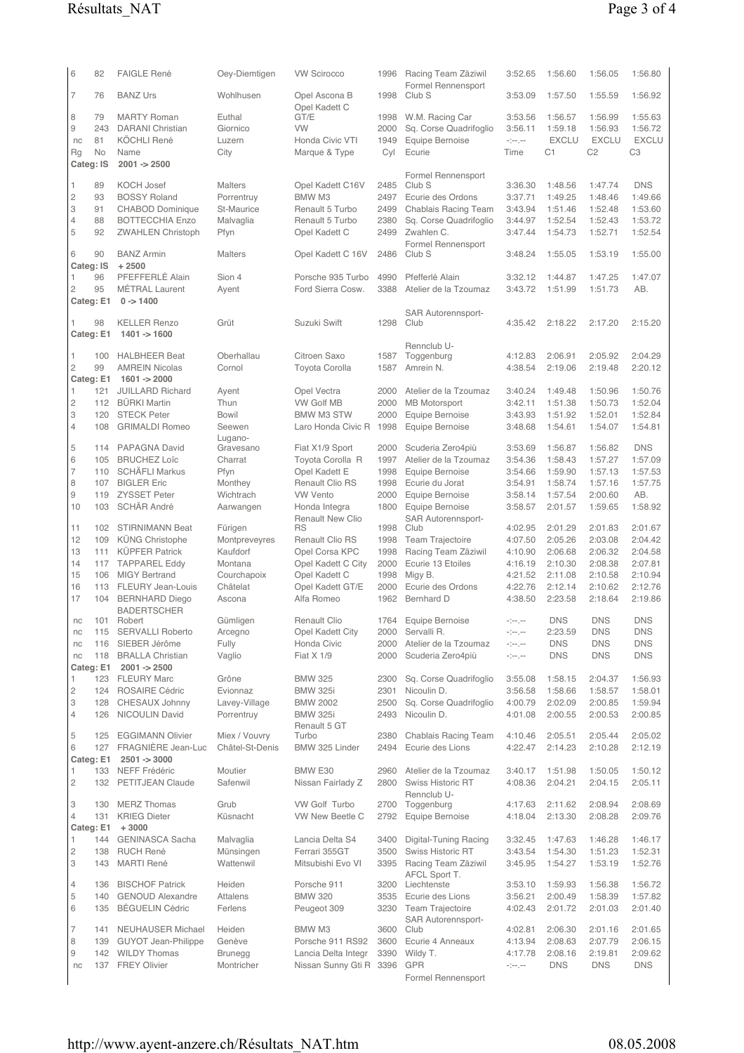| Rg | No | Name | City | Marque & Type | Cyl | Ecurie | Time | C1 | C2 | C3 |
|---|---|---|---|---|---|---|---|---|---|---|
| 6 | 82 | FAIGLE René | Oey-Diemtigen | VW Scirocco | 1996 | Racing Team Zäziwil | 3:52.65 | 1:56.60 | 1:56.05 | 1:56.80 |
| 7 | 76 | BANZ Urs | Wohlhusen | Opel Ascona B | 1998 | Formel Rennensport Club S | 3:53.09 | 1:57.50 | 1:55.59 | 1:56.92 |
| 8 | 79 | MARTY Roman | Euthal | Opel Kadett C GT/E | 1998 | W.M. Racing Car | 3:53.56 | 1:56.57 | 1:56.99 | 1:55.63 |
| 9 | 243 | DARANI Christian | Giornico | VW | 2000 | Sq. Corse Quadrifoglio | 3:56.11 | 1:59.18 | 1:56.93 | 1:56.72 |
| nc | 81 | KÖCHLI René | Luzern | Honda Civic VTI | 1949 | Equipe Bernoise | -:--.-- | EXCLU | EXCLU | EXCLU |
| Rg | No | Name | City | Marque & Type | Cyl | Ecurie | Time | C1 | C2 | C3 |
| Categ: IS | | 2001 -> 2500 | | | | | | | | |
| 1 | 89 | KOCH Josef | Malters | Opel Kadett C16V | 2485 | Formel Rennensport Club S | 3:36.30 | 1:48.56 | 1:47.74 | DNS |
| 2 | 93 | BOSSY Roland | Porrentruy | BMW M3 | 2497 | Ecurie des Ordons | 3:37.71 | 1:49.25 | 1:48.46 | 1:49.66 |
| 3 | 91 | CHABOD Dominique | St-Maurice | Renault 5 Turbo | 2499 | Chablais Racing Team | 3:43.94 | 1:51.46 | 1:52.48 | 1:53.60 |
| 4 | 88 | BOTTECCHIA Enzo | Malvaglia | Renault 5 Turbo | 2380 | Sq. Corse Quadrifoglio | 3:44.97 | 1:52.54 | 1:52.43 | 1:53.72 |
| 5 | 92 | ZWAHLEN Christoph | Pfyn | Opel Kadett C | 2499 | Zwahlen C. | 3:47.44 | 1:54.73 | 1:52.71 | 1:52.54 |
| 6 | 90 | BANZ Armin | Malters | Opel Kadett C 16V | 2486 | Formel Rennensport Club S | 3:48.24 | 1:55.05 | 1:53.19 | 1:55.00 |
| Categ: IS | | + 2500 | | | | | | | | |
| 1 | 96 | PFEFFERLÉ Alain | Sion 4 | Porsche 935 Turbo | 4990 | Pfefferlé Alain | 3:32.12 | 1:44.87 | 1:47.25 | 1:47.07 |
| 2 | 95 | MÉTRAL Laurent | Ayent | Ford Sierra Cosw. | 3388 | Atelier de la Tzoumaz | 3:43.72 | 1:51.99 | 1:51.73 | AB. |
| Categ: E1 | | 0 -> 1400 | | | | | | | | |
| 1 | 98 | KELLER Renzo | Grüt | Suzuki Swift | 1298 | SAR Autorennsport-Club | 4:35.42 | 2:18.22 | 2:17.20 | 2:15.20 |
| Categ: E1 | | 1401 -> 1600 | | | | | | | | |
| 1 | 100 | HALBHEER Beat | Oberhallau | Citroen Saxo | 1587 | Rennclub U-Toggenburg | 4:12.83 | 2:06.91 | 2:05.92 | 2:04.29 |
| 2 | 99 | AMREIN Nicolas | Cornol | Toyota Corolla | 1587 | Amrein N. | 4:38.54 | 2:19.06 | 2:19.48 | 2:20.12 |
| Categ: E1 | | 1601 -> 2000 | | | | | | | | |
| 1 | 121 | JUILLARD Richard | Ayent | Opel Vectra | 2000 | Atelier de la Tzoumaz | 3:40.24 | 1:49.48 | 1:50.96 | 1:50.76 |
| 2 | 112 | BÜRKI Martin | Thun | VW Golf MB | 2000 | MB Motorsport | 3:42.11 | 1:51.38 | 1:50.73 | 1:52.04 |
| 3 | 120 | STECK Peter | Bowil | BMW M3 STW | 2000 | Equipe Bernoise | 3:43.93 | 1:51.92 | 1:52.01 | 1:52.84 |
| 4 | 108 | GRIMALDI Romeo | Seewen | Laro Honda Civic R | 1998 | Equipe Bernoise | 3:48.68 | 1:54.61 | 1:54.07 | 1:54.81 |
| 5 | 114 | PAPAGNA David | Lugano-Gravesano | Fiat X1/9 Sport | 2000 | Scuderia Zero4più | 3:53.69 | 1:56.87 | 1:56.82 | DNS |
| 6 | 105 | BRUCHEZ Loïc | Charrat | Toyota Corolla R | 1997 | Atelier de la Tzoumaz | 3:54.36 | 1:58.43 | 1:57.27 | 1:57.09 |
| 7 | 110 | SCHÄFLI Markus | Pfyn | Opel Kadett E | 1998 | Equipe Bernoise | 3:54.66 | 1:59.90 | 1:57.13 | 1:57.53 |
| 8 | 107 | BIGLER Eric | Monthey | Renault Clio RS | 1998 | Ecurie du Jorat | 3:54.91 | 1:58.74 | 1:57.16 | 1:57.75 |
| 9 | 119 | ZYSSET Peter | Wichtrach | VW Vento | 2000 | Equipe Bernoise | 3:58.14 | 1:57.54 | 2:00.60 | AB. |
| 10 | 103 | SCHÄR André | Aarwangen | Honda Integra | 1800 | Equipe Bernoise | 3:58.57 | 2:01.57 | 1:59.65 | 1:58.92 |
| 11 | 102 | STIRNIMANN Beat | Fürigen | Renault New Clio RS | 1998 | SAR Autorennsport-Club | 4:02.95 | 2:01.29 | 2:01.83 | 2:01.67 |
| 12 | 109 | KÜNG Christophe | Montpreveyres | Renault Clio RS | 1998 | Team Trajectoire | 4:07.50 | 2:05.26 | 2:03.08 | 2:04.42 |
| 13 | 111 | KÜPFER Patrick | Kaufdorf | Opel Corsa KPC | 1998 | Racing Team Zäziwil | 4:10.90 | 2:06.68 | 2:06.32 | 2:04.58 |
| 14 | 117 | TAPPAREL Eddy | Montana | Opel Kadett C City | 2000 | Ecurie 13 Etoiles | 4:16.19 | 2:10.30 | 2:08.38 | 2:07.81 |
| 15 | 106 | MIGY Bertrand | Courchapoix | Opel Kadett C | 1998 | Migy B. | 4:21.52 | 2:11.08 | 2:10.58 | 2:10.94 |
| 16 | 113 | FLEURY Jean-Louis | Châtelat | Opel Kadett GT/E | 2000 | Ecurie des Ordons | 4:22.76 | 2:12.14 | 2:10.62 | 2:12.76 |
| 17 | 104 | BERNHARD Diego | Ascona | Alfa Romeo | 1962 | Bernhard D | 4:38.50 | 2:23.58 | 2:18.64 | 2:19.86 |
| nc | 101 | BADERTSCHER Robert | Gümligen | Renault Clio | 1764 | Equipe Bernoise | -:--.-- | DNS | DNS | DNS |
| nc | 115 | SERVALLI Roberto | Arcegno | Opel Kadett City | 2000 | Servalli R. | -:--.-- | 2:23.59 | DNS | DNS |
| nc | 116 | SIEBER Jérôme | Fully | Honda Civic | 2000 | Atelier de la Tzoumaz | -:--.-- | DNS | DNS | DNS |
| nc | 118 | BRALLA Christian | Vaglio | Fiat X 1/9 | 2000 | Scuderia Zero4più | -:--.-- | DNS | DNS | DNS |
| Categ: E1 | | 2001 -> 2500 | | | | | | | | |
| 1 | 123 | FLEURY Marc | Grône | BMW 325 | 2300 | Sq. Corse Quadrifoglio | 3:55.08 | 1:58.15 | 2:04.37 | 1:56.93 |
| 2 | 124 | ROSAIRE Cédric | Evionnaz | BMW 325i | 2301 | Nicoulin D. | 3:56.58 | 1:58.66 | 1:58.57 | 1:58.01 |
| 3 | 128 | CHESAUX Johnny | Lavey-Village | BMW 2002 | 2500 | Sq. Corse Quadrifoglio | 4:00.79 | 2:02.09 | 2:00.85 | 1:59.94 |
| 4 | 126 | NICOULIN David | Porrentruy | BMW 325i | 2493 | Nicoulin D. | 4:01.08 | 2:00.55 | 2:00.53 | 2:00.85 |
| 5 | 125 | EGGIMANN Olivier | Miex / Vouvry | Renault 5 GT Turbo | 2380 | Chablais Racing Team | 4:10.46 | 2:05.51 | 2:05.44 | 2:05.02 |
| 6 | 127 | FRAGNIÈRE Jean-Luc | Châtel-St-Denis | BMW 325 Linder | 2494 | Ecurie des Lions | 4:22.47 | 2:14.23 | 2:10.28 | 2:12.19 |
| Categ: E1 | | 2501 -> 3000 | | | | | | | | |
| 1 | 133 | NEFF Frédéric | Moutier | BMW E30 | 2960 | Atelier de la Tzoumaz | 3:40.17 | 1:51.98 | 1:50.05 | 1:50.12 |
| 2 | 132 | PETITJEAN Claude | Safenwil | Nissan Fairlady Z | 2800 | Swiss Historic RT | 4:08.36 | 2:04.21 | 2:04.15 | 2:05.11 |
| 3 | 130 | MERZ Thomas | Grub | VW Golf Turbo | 2700 | Rennclub U-Toggenburg | 4:17.63 | 2:11.62 | 2:08.94 | 2:08.69 |
| 4 | 131 | KRIEG Dieter | Küsnacht | VW New Beetle C | 2792 | Equipe Bernoise | 4:18.04 | 2:13.30 | 2:08.28 | 2:09.76 |
| Categ: E1 | | + 3000 | | | | | | | | |
| 1 | 144 | GENINASCA Sacha | Malvaglia | Lancia Delta S4 | 3400 | Digital-Tuning Racing | 3:32.45 | 1:47.63 | 1:46.28 | 1:46.17 |
| 2 | 138 | RUCH René | Münsingen | Ferrari 355GT | 3500 | Swiss Historic RT | 3:43.54 | 1:54.30 | 1:51.23 | 1:52.31 |
| 3 | 143 | MARTI René | Wattenwil | Mitsubishi Evo VI | 3395 | Racing Team Zäziwil | 3:45.95 | 1:54.27 | 1:53.19 | 1:52.76 |
| 4 | 136 | BISCHOF Patrick | Heiden | Porsche 911 | 3200 | AFCL Sport T. Liechtenste | 3:53.10 | 1:59.93 | 1:56.38 | 1:56.72 |
| 5 | 140 | GENOUD Alexandre | Attalens | BMW 320 | 3535 | Ecurie des Lions | 3:56.21 | 2:00.49 | 1:58.39 | 1:57.82 |
| 6 | 135 | BÉGUELIN Cédric | Ferlens | Peugeot 309 | 3230 | Team Trajectoire | 4:02.43 | 2:01.72 | 2:01.03 | 2:01.40 |
| 7 | 141 | NEUHAUSER Michael | Heiden | BMW M3 | 3600 | SAR Autorennsport-Club | 4:02.81 | 2:06.30 | 2:01.16 | 2:01.65 |
| 8 | 139 | GUYOT Jean-Philippe | Genève | Porsche 911 RS92 | 3600 | Ecurie 4 Anneaux | 4:13.94 | 2:08.63 | 2:07.79 | 2:06.15 |
| 9 | 142 | WILDY Thomas | Brunegg | Lancia Delta Integr | 3390 | Wildy T. | 4:17.78 | 2:08.16 | 2:19.81 | 2:09.62 |
| nc | 137 | FREY Olivier | Montricher | Nissan Sunny Gti R | 3396 | GPR | -:--.-- | DNS | DNS | DNS |

Formel Rennensport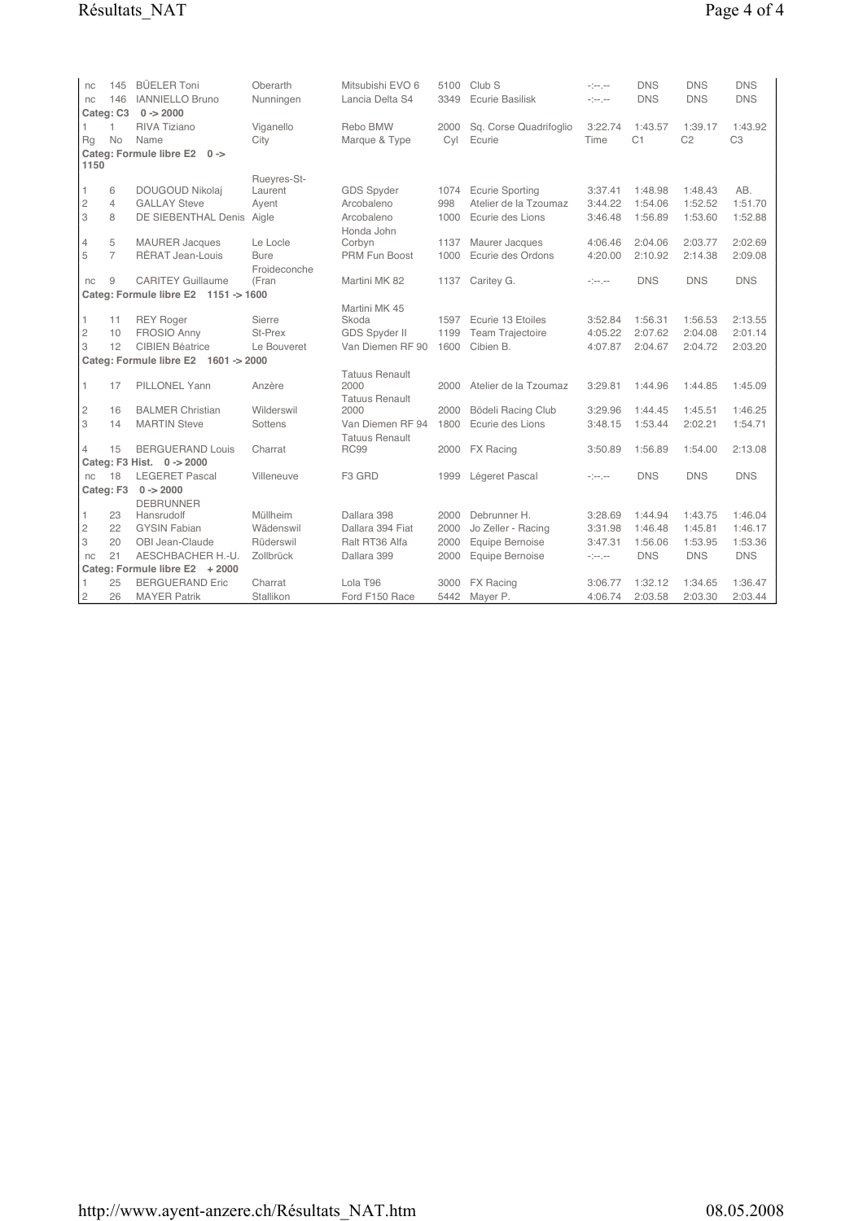| Rg | No | Name | City | Marque & Type | Cyl | Ecurie | Time | C1 | C2 | C3 |
|---|---|---|---|---|---|---|---|---|---|---|
| nc | 145 | BÜELER Toni | Oberarth | Mitsubishi EVO 6 | 5100 | Club S | -:--.-- | DNS | DNS | DNS |
| nc | 146 | IANNIELLO Bruno | Nunningen | Lancia Delta S4 | 3349 | Ecurie Basilisk | -:--.-- | DNS | DNS | DNS |
| **Categ: C3 0 -> 2000** | | | | | | | | | | |
| 1 | 1 | RIVA Tiziano | Viganello | Rebo BMW | 2000 | Sq. Corse Quadrifoglio | 3:22.74 | 1:43.57 | 1:39.17 | 1:43.92 |
| Rg | No | Name | City | Marque & Type | Cyl | Ecurie | Time | C1 | C2 | C3 |
| **Categ: Formule libre E2 0 -> 1150** | | | | | | | | | | |
| 1 | 6 | DOUGOUD Nikolaj | Rueyres-St-Laurent | GDS Spyder | 1074 | Ecurie Sporting | 3:37.41 | 1:48.98 | 1:48.43 | AB. |
| 2 | 4 | GALLAY Steve | Ayent | Arcobaleno | 998 | Atelier de la Tzoumaz | 3:44.22 | 1:54.06 | 1:52.52 | 1:51.70 |
| 3 | 8 | DE SIEBENTHAL Denis | Aigle | Arcobaleno | 1000 | Ecurie des Lions | 3:46.48 | 1:56.89 | 1:53.60 | 1:52.88 |
| 4 | 5 | MAURER Jacques | Le Locle | Honda John Corbyn | 1137 | Maurer Jacques | 4:06.46 | 2:04.06 | 2:03.77 | 2:02.69 |
| 5 | 7 | RÉRAT Jean-Louis | Bure | PRM Fun Boost | 1000 | Ecurie des Ordons | 4:20.00 | 2:10.92 | 2:14.38 | 2:09.08 |
| nc | 9 | CARITEY Guillaume | Froideconche (Fran | Martini MK 82 | 1137 | Caritey G. | -:--.-- | DNS | DNS | DNS |
| **Categ: Formule libre E2 1151 -> 1600** | | | | | | | | | | |
| 1 | 11 | REY Roger | Sierre | Martini MK 45 Skoda | 1597 | Ecurie 13 Etoiles | 3:52.84 | 1:56.31 | 1:56.53 | 2:13.55 |
| 2 | 10 | FROSIO Anny | St-Prex | GDS Spyder II | 1199 | Team Trajectoire | 4:05.22 | 2:07.62 | 2:04.08 | 2:01.14 |
| 3 | 12 | CIBIEN Béatrice | Le Bouveret | Van Diemen RF 90 | 1600 | Cibien B. | 4:07.87 | 2:04.67 | 2:04.72 | 2:03.20 |
| **Categ: Formule libre E2 1601 -> 2000** | | | | | | | | | | |
| 1 | 17 | PILLONEL Yann | Anzère | Tatuus Renault 2000 | 2000 | Atelier de la Tzoumaz | 3:29.81 | 1:44.96 | 1:44.85 | 1:45.09 |
| 2 | 16 | BALMER Christian | Wilderswil | Tatuus Renault 2000 | 2000 | Bödeli Racing Club | 3:29.96 | 1:44.45 | 1:45.51 | 1:46.25 |
| 3 | 14 | MARTIN Steve | Sottens | Van Diemen RF 94 | 1800 | Ecurie des Lions | 3:48.15 | 1:53.44 | 2:02.21 | 1:54.71 |
| 4 | 15 | BERGUERAND Louis | Charrat | Tatuus Renault RC99 | 2000 | FX Racing | 3:50.89 | 1:56.89 | 1:54.00 | 2:13.08 |
| **Categ: F3 Hist. 0 -> 2000** | | | | | | | | | | |
| nc | 18 | LEGERET Pascal | Villeneuve | F3 GRD | 1999 | Légeret Pascal | -:--.-- | DNS | DNS | DNS |
| **Categ: F3 0 -> 2000** | | | | | | | | | | |
| 1 | 23 | DEBRUNNER Hansrudolf | Müllheim | Dallara 398 | 2000 | Debrunner H. | 3:28.69 | 1:44.94 | 1:43.75 | 1:46.04 |
| 2 | 22 | GYSIN Fabian | Wädenswil | Dallara 394 Fiat | 2000 | Jo Zeller - Racing | 3:31.98 | 1:46.48 | 1:45.81 | 1:46.17 |
| 3 | 20 | OBI Jean-Claude | Rüderswil | Ralt RT36 Alfa | 2000 | Equipe Bernoise | 3:47.31 | 1:56.06 | 1:53.95 | 1:53.36 |
| nc | 21 | AESCHBACHER H.-U. | Zollbrück | Dallara 399 | 2000 | Equipe Bernoise | -:--.-- | DNS | DNS | DNS |
| **Categ: Formule libre E2 + 2000** | | | | | | | | | | |
| 1 | 25 | BERGUERAND Eric | Charrat | Lola T96 | 3000 | FX Racing | 3:06.77 | 1:32.12 | 1:34.65 | 1:36.47 |
| 2 | 26 | MAYER Patrik | Stallikon | Ford F150 Race | 5442 | Mayer P. | 4:06.74 | 2:03.58 | 2:03.30 | 2:03.44 |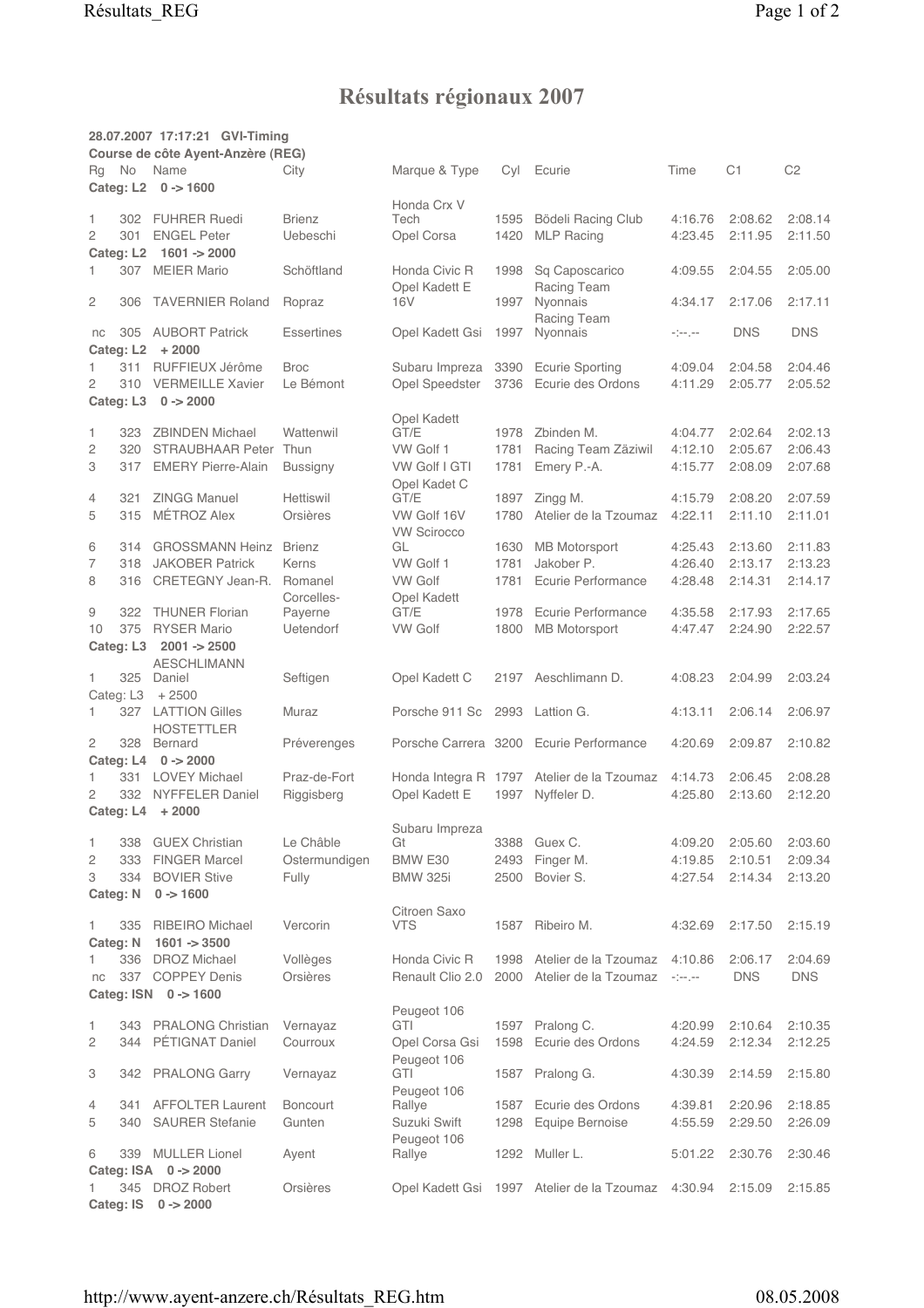# Résultats régionaux 2007

**28.07.2007 17:17:21 GVI-Timing**

**Course de côte Ayent-Anzère (REG)**

| Rg | No | Name | City | Marque & Type | Cyl | Ecurie | Time | C1 | C2 |
|---|---|---|---|---|---|---|---|---|---|
| **Categ: L2** | | **0 -> 1600** | | | | | | | |
| 1 | 302 | FUHRER Ruedi | Brienz | Honda Crx V Tech | 1595 | Bödeli Racing Club | 4:16.76 | 2:08.62 | 2:08.14 |
| 2 | 301 | ENGEL Peter | Uebeschi | Opel Corsa | 1420 | MLP Racing | 4:23.45 | 2:11.95 | 2:11.50 |
| **Categ: L2** | | **1601 -> 2000** | | | | | | | |
| 1 | 307 | MEIER Mario | Schöftland | Honda Civic R | 1998 | Sq Caposcarico | 4:09.55 | 2:04.55 | 2:05.00 |
| 2 | 306 | TAVERNIER Roland | Ropraz | Opel Kadett E 16V | 1997 | Racing Team Nyonnais | 4:34.17 | 2:17.06 | 2:17.11 |
| nc | 305 | AUBORT Patrick | Essertines | Opel Kadett Gsi | 1997 | Racing Team Nyonnais | -:--.-- | DNS | DNS |
| **Categ: L2** | | **+ 2000** | | | | | | | |
| 1 | 311 | RUFFIEUX Jérôme | Broc | Subaru Impreza | 3390 | Ecurie Sporting | 4:09.04 | 2:04.58 | 2:04.46 |
| 2 | 310 | VERMEILLE Xavier | Le Bémont | Opel Speedster | 3736 | Ecurie des Ordons | 4:11.29 | 2:05.77 | 2:05.52 |
| **Categ: L3** | | **0 -> 2000** | | | | | | | |
| 1 | 323 | ZBINDEN Michael | Wattenwil | Opel Kadett GT/E | 1978 | Zbinden M. | 4:04.77 | 2:02.64 | 2:02.13 |
| 2 | 320 | STRAUBHAAR Peter | Thun | VW Golf 1 | 1781 | Racing Team Zäziwil | 4:12.10 | 2:05.67 | 2:06.43 |
| 3 | 317 | EMERY Pierre-Alain | Bussigny | VW Golf I GTI | 1781 | Emery P.-A. | 4:15.77 | 2:08.09 | 2:07.68 |
| 4 | 321 | ZINGG Manuel | Hettiswil | Opel Kadet C GT/E | 1897 | Zingg M. | 4:15.79 | 2:08.20 | 2:07.59 |
| 5 | 315 | MÉTROZ Alex | Orsières | VW Golf 16V | 1780 | Atelier de la Tzoumaz | 4:22.11 | 2:11.10 | 2:11.01 |
| 6 | 314 | GROSSMANN Heinz | Brienz | VW Scirocco GL | 1630 | MB Motorsport | 4:25.43 | 2:13.60 | 2:11.83 |
| 7 | 318 | JAKOBER Patrick | Kerns | VW Golf 1 | 1781 | Jakober P. | 4:26.40 | 2:13.17 | 2:13.23 |
| 8 | 316 | CRETEGNY Jean-R. | Romanel | VW Golf | 1781 | Ecurie Performance | 4:28.48 | 2:14.31 | 2:14.17 |
| 9 | 322 | THUNER Florian | Corcelles-Payerne | Opel Kadett GT/E | 1978 | Ecurie Performance | 4:35.58 | 2:17.93 | 2:17.65 |
| 10 | 375 | RYSER Mario | Uetendorf | VW Golf | 1800 | MB Motorsport | 4:47.47 | 2:24.90 | 2:22.57 |
| **Categ: L3** | | **2001 -> 2500** | | | | | | | |
| 1 | 325 | AESCHLIMANN Daniel | Seftigen | Opel Kadett C | 2197 | Aeschlimann D. | 4:08.23 | 2:04.99 | 2:03.24 |
| Categ: L3 | | + 2500 | | | | | | | |
| 1 | 327 | LATTION Gilles | Muraz | Porsche 911 Sc | 2993 | Lattion G. | 4:13.11 | 2:06.14 | 2:06.97 |
| 2 | 328 | HOSTETTLER Bernard | Préverenges | Porsche Carrera | 3200 | Ecurie Performance | 4:20.69 | 2:09.87 | 2:10.82 |
| **Categ: L4** | | **0 -> 2000** | | | | | | | |
| 1 | 331 | LOVEY Michael | Praz-de-Fort | Honda Integra R | 1797 | Atelier de la Tzoumaz | 4:14.73 | 2:06.45 | 2:08.28 |
| 2 | 332 | NYFFELER Daniel | Riggisberg | Opel Kadett E | 1997 | Nyffeler D. | 4:25.80 | 2:13.60 | 2:12.20 |
| **Categ: L4** | | **+ 2000** | | | | | | | |
| 1 | 338 | GUEX Christian | Le Châble | Subaru Impreza Gt | 3388 | Guex C. | 4:09.20 | 2:05.60 | 2:03.60 |
| 2 | 333 | FINGER Marcel | Ostermundigen | BMW E30 | 2493 | Finger M. | 4:19.85 | 2:10.51 | 2:09.34 |
| 3 | 334 | BOVIER Stive | Fully | BMW 325i | 2500 | Bovier S. | 4:27.54 | 2:14.34 | 2:13.20 |
| **Categ: N** | | **0 -> 1600** | | | | | | | |
| 1 | 335 | RIBEIRO Michael | Vercorin | Citroen Saxo VTS | 1587 | Ribeiro M. | 4:32.69 | 2:17.50 | 2:15.19 |
| **Categ: N** | | **1601 -> 3500** | | | | | | | |
| 1 | 336 | DROZ Michael | Vollèges | Honda Civic R | 1998 | Atelier de la Tzoumaz | 4:10.86 | 2:06.17 | 2:04.69 |
| nc | 337 | COPPEY Denis | Orsières | Renault Clio 2.0 | 2000 | Atelier de la Tzoumaz | -:--.-- | DNS | DNS |
| **Categ: ISN** | | **0 -> 1600** | | | | | | | |
| 1 | 343 | PRALONG Christian | Vernayaz | Peugeot 106 GTI | 1597 | Pralong C. | 4:20.99 | 2:10.64 | 2:10.35 |
| 2 | 344 | PÉTIGNAT Daniel | Courroux | Opel Corsa Gsi | 1598 | Ecurie des Ordons | 4:24.59 | 2:12.34 | 2:12.25 |
| 3 | 342 | PRALONG Garry | Vernayaz | Peugeot 106 GTI | 1587 | Pralong G. | 4:30.39 | 2:14.59 | 2:15.80 |
| 4 | 341 | AFFOLTER Laurent | Boncourt | Peugeot 106 Rallye | 1587 | Ecurie des Ordons | 4:39.81 | 2:20.96 | 2:18.85 |
| 5 | 340 | SAURER Stefanie | Gunten | Suzuki Swift | 1298 | Equipe Bernoise | 4:55.59 | 2:29.50 | 2:26.09 |
| 6 | 339 | MULLER Lionel | Ayent | Peugeot 106 Rallye | 1292 | Muller L. | 5:01.22 | 2:30.76 | 2:30.46 |
| **Categ: ISA** | | **0 -> 2000** | | | | | | | |
| 1 | 345 | DROZ Robert | Orsières | Opel Kadett Gsi | 1997 | Atelier de la Tzoumaz | 4:30.94 | 2:15.09 | 2:15.85 |
| **Categ: IS** | | **0 -> 2000** | | | | | | | |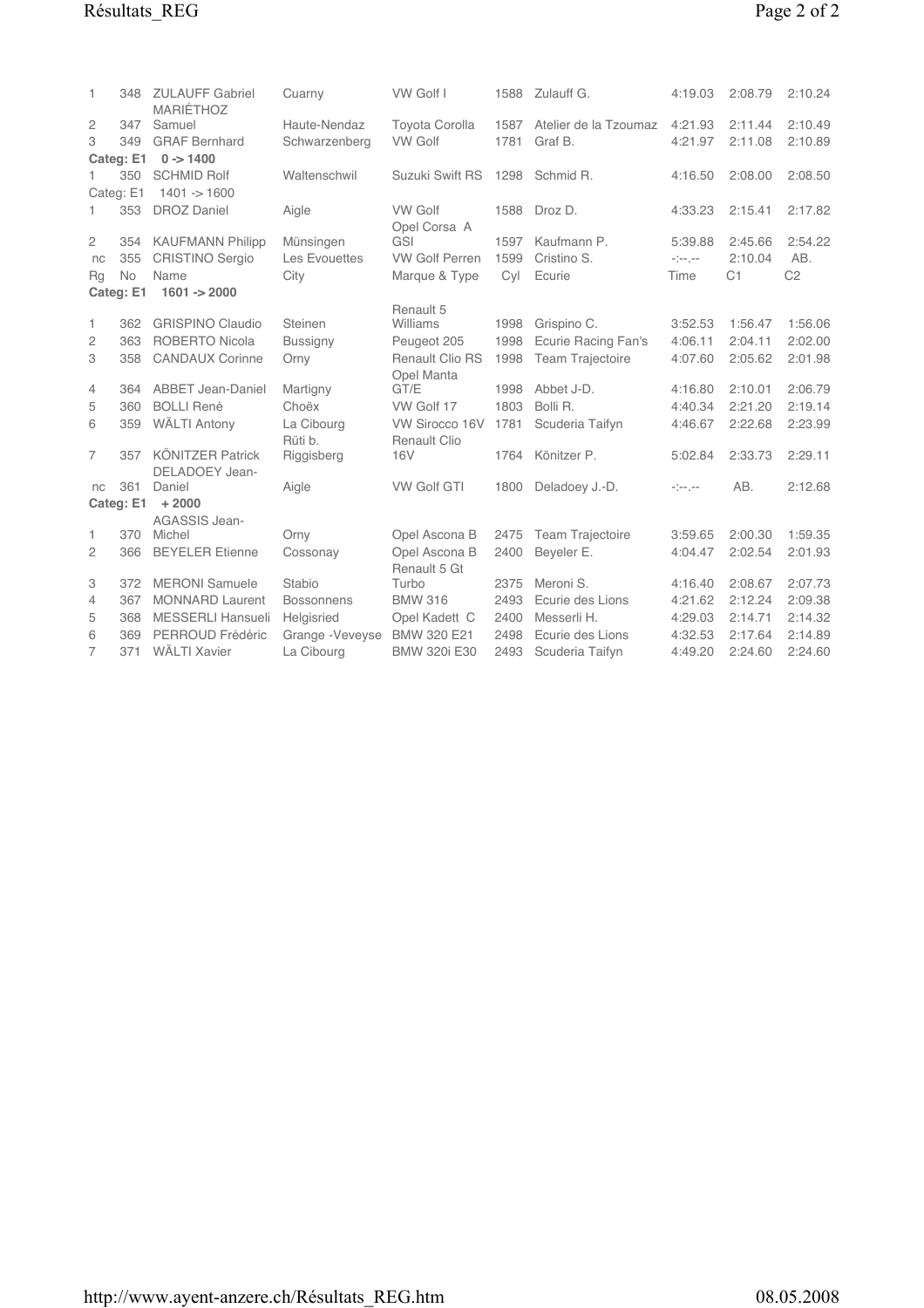| | | | | | | | | | |
|---|---|---|---|---|---|---|---|---|---|
| 1 | 348 | ZULAUFF Gabriel | Cuarny | VW Golf I | 1588 | Zulauff G. | 4:19.03 | 2:08.79 | 2:10.24 |
| 2 | 347 | MARIÉTHOZ Samuel | Haute-Nendaz | Toyota Corolla | 1587 | Atelier de la Tzoumaz | 4:21.93 | 2:11.44 | 2:10.49 |
| 3 | 349 | GRAF Bernhard | Schwarzenberg | VW Golf | 1781 | Graf B. | 4:21.97 | 2:11.08 | 2:10.89 |
| **Categ: E1** | **0 -> 1400** | | | | | | | | |
| 1 | 350 | SCHMID Rolf | Waltenschwil | Suzuki Swift RS | 1298 | Schmid R. | 4:16.50 | 2:08.00 | 2:08.50 |
| Categ: E1 | 1401 -> 1600 | | | | | | | | |
| 1 | 353 | DROZ Daniel | Aigle | VW Golf | 1588 | Droz D. | 4:33.23 | 2:15.41 | 2:17.82 |
| 2 | 354 | KAUFMANN Philipp | Münsingen | Opel Corsa A GSI | 1597 | Kaufmann P. | 5:39.88 | 2:45.66 | 2:54.22 |
| nc | 355 | CRISTINO Sergio | Les Evouettes | VW Golf Perren | 1599 | Cristino S. | -:--.-- | 2:10.04 | AB. |
| Rg | No | Name | City | Marque & Type | Cyl | Ecurie | Time | C1 | C2 |
| **Categ: E1** | **1601 -> 2000** | | | | | | | | |
| 1 | 362 | GRISPINO Claudio | Steinen | Renault 5 Williams | 1998 | Grispino C. | 3:52.53 | 1:56.47 | 1:56.06 |
| 2 | 363 | ROBERTO Nicola | Bussigny | Peugeot 205 | 1998 | Ecurie Racing Fan's | 4:06.11 | 2:04.11 | 2:02.00 |
| 3 | 358 | CANDAUX Corinne | Orny | Renault Clio RS | 1998 | Team Trajectoire | 4:07.60 | 2:05.62 | 2:01.98 |
| 4 | 364 | ABBET Jean-Daniel | Martigny | Opel Manta GT/E | 1998 | Abbet J-D. | 4:16.80 | 2:10.01 | 2:06.79 |
| 5 | 360 | BOLLI René | Choëx | VW Golf 17 | 1803 | Bolli R. | 4:40.34 | 2:21.20 | 2:19.14 |
| 6 | 359 | WÄLTI Antony | La Cibourg | VW Sirocco 16V | 1781 | Scuderia Taifyn | 4:46.67 | 2:22.68 | 2:23.99 |
| 7 | 357 | KÖNITZER Patrick | Rüti b. Riggisberg | Renault Clio 16V | 1764 | Könitzer P. | 5:02.84 | 2:33.73 | 2:29.11 |
| nc | 361 | DELADOEY Jean-Daniel | Aigle | VW Golf GTI | 1800 | Deladoey J.-D. | -:--.-- | AB. | 2:12.68 |
| **Categ: E1** | **+ 2000** | | | | | | | | |
| 1 | 370 | AGASSIS Jean-Michel | Orny | Opel Ascona B | 2475 | Team Trajectoire | 3:59.65 | 2:00.30 | 1:59.35 |
| 2 | 366 | BEYELER Etienne | Cossonay | Opel Ascona B | 2400 | Beyeler E. | 4:04.47 | 2:02.54 | 2:01.93 |
| 3 | 372 | MERONI Samuele | Stabio | Renault 5 Gt Turbo | 2375 | Meroni S. | 4:16.40 | 2:08.67 | 2:07.73 |
| 4 | 367 | MONNARD Laurent | Bossonnens | BMW 316 | 2493 | Ecurie des Lions | 4:21.62 | 2:12.24 | 2:09.38 |
| 5 | 368 | MESSERLI Hansueli | Helgisried | Opel Kadett C | 2400 | Messerli H. | 4:29.03 | 2:14.71 | 2:14.32 |
| 6 | 369 | PERROUD Frédéric | Grange -Veveyse | BMW 320 E21 | 2498 | Ecurie des Lions | 4:32.53 | 2:17.64 | 2:14.89 |
| 7 | 371 | WÄLTI Xavier | La Cibourg | BMW 320i E30 | 2493 | Scuderia Taifyn | 4:49.20 | 2:24.60 | 2:24.60 |